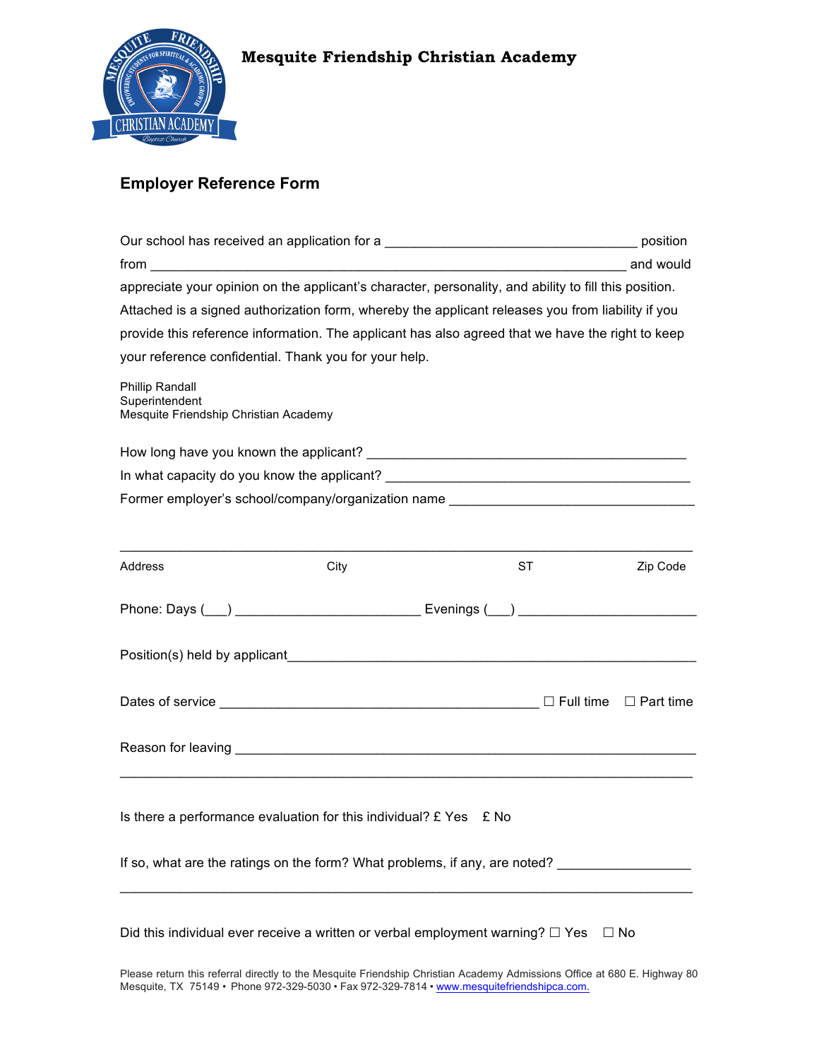# Mesquite Friendship Christian Academy

## Employer Reference Form

Our school has received an application for a __________________________________ position from _________________________________________________________________ and would appreciate your opinion on the applicant's character, personality, and ability to fill this position. Attached is a signed authorization form, whereby the applicant releases you from liability if you provide this reference information. The applicant has also agreed that we have the right to keep your reference confidential. Thank you for your help.

Phillip Randall
Superintendent
Mesquite Friendship Christian Academy

How long have you known the applicant? ___________________________________________

In what capacity do you know the applicant? _________________________________________

Former employer's school/company/organization name ________________________________

_____________________________________________________________________________

Address City ST Zip Code

Phone: Days (___) ________________________ Evenings (___) ______________________

Position(s) held by applicant____________________________________________________

Dates of service __________________________________________ ☐ Full time ☐ Part time

Reason for leaving ____________________________________________________________

_____________________________________________________________________________

Is there a performance evaluation for this individual? £ Yes £ No

If so, what are the ratings on the form? What problems, if any, are noted? _________________

_____________________________________________________________________________

Did this individual ever receive a written or verbal employment warning? ☐ Yes ☐ No

Please return this referral directly to the Mesquite Friendship Christian Academy Admissions Office at 680 E. Highway 80 Mesquite, TX 75149 • Phone 972-329-5030 • Fax 972-329-7814 • www.mesquitefriendshipca.com.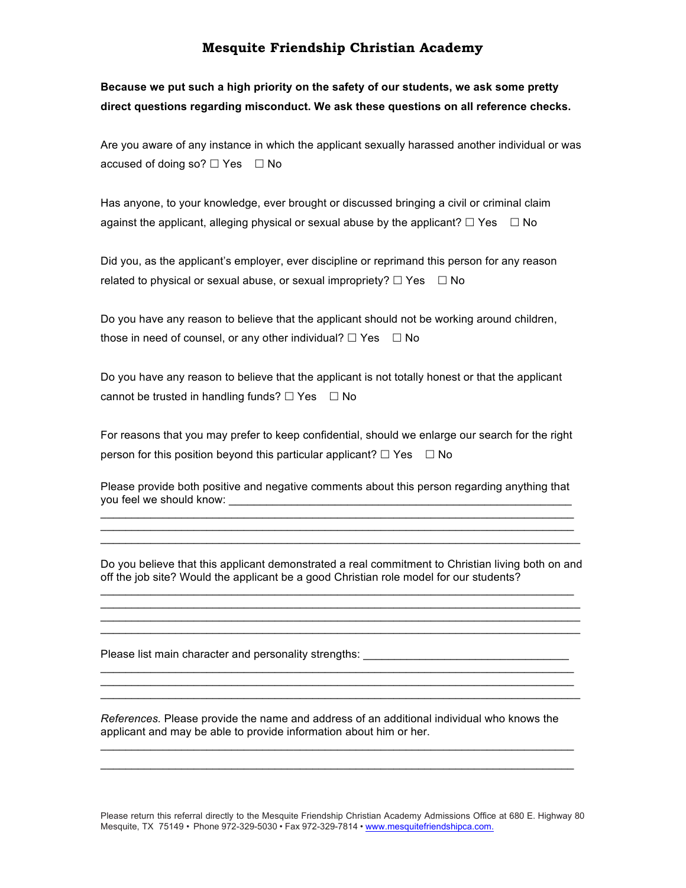# Mesquite Friendship Christian Academy

**Because we put such a high priority on the safety of our students, we ask some pretty direct questions regarding misconduct. We ask these questions on all reference checks.**

Are you aware of any instance in which the applicant sexually harassed another individual or was accused of doing so? ☐ Yes ☐ No

Has anyone, to your knowledge, ever brought or discussed bringing a civil or criminal claim against the applicant, alleging physical or sexual abuse by the applicant? ☐ Yes ☐ No

Did you, as the applicant's employer, ever discipline or reprimand this person for any reason related to physical or sexual abuse, or sexual impropriety? ☐ Yes ☐ No

Do you have any reason to believe that the applicant should not be working around children, those in need of counsel, or any other individual? ☐ Yes ☐ No

Do you have any reason to believe that the applicant is not totally honest or that the applicant cannot be trusted in handling funds? ☐ Yes ☐ No

For reasons that you may prefer to keep confidential, should we enlarge our search for the right person for this position beyond this particular applicant? ☐ Yes ☐ No

Please provide both positive and negative comments about this person regarding anything that you feel we should know: ______________________________________________________

______________________________________________________________________

______________________________________________________________________

______________________________________________________________________

Do you believe that this applicant demonstrated a real commitment to Christian living both on and off the job site? Would the applicant be a good Christian role model for our students?

______________________________________________________________________

______________________________________________________________________

______________________________________________________________________

______________________________________________________________________

Please list main character and personality strengths: _________________________________

______________________________________________________________________

______________________________________________________________________

______________________________________________________________________

*References.* Please provide the name and address of an additional individual who knows the applicant and may be able to provide information about him or her.

______________________________________________________________________

______________________________________________________________________

Please return this referral directly to the Mesquite Friendship Christian Academy Admissions Office at 680 E. Highway 80 Mesquite, TX 75149 • Phone 972-329-5030 • Fax 972-329-7814 • www.mesquitefriendshipca.com.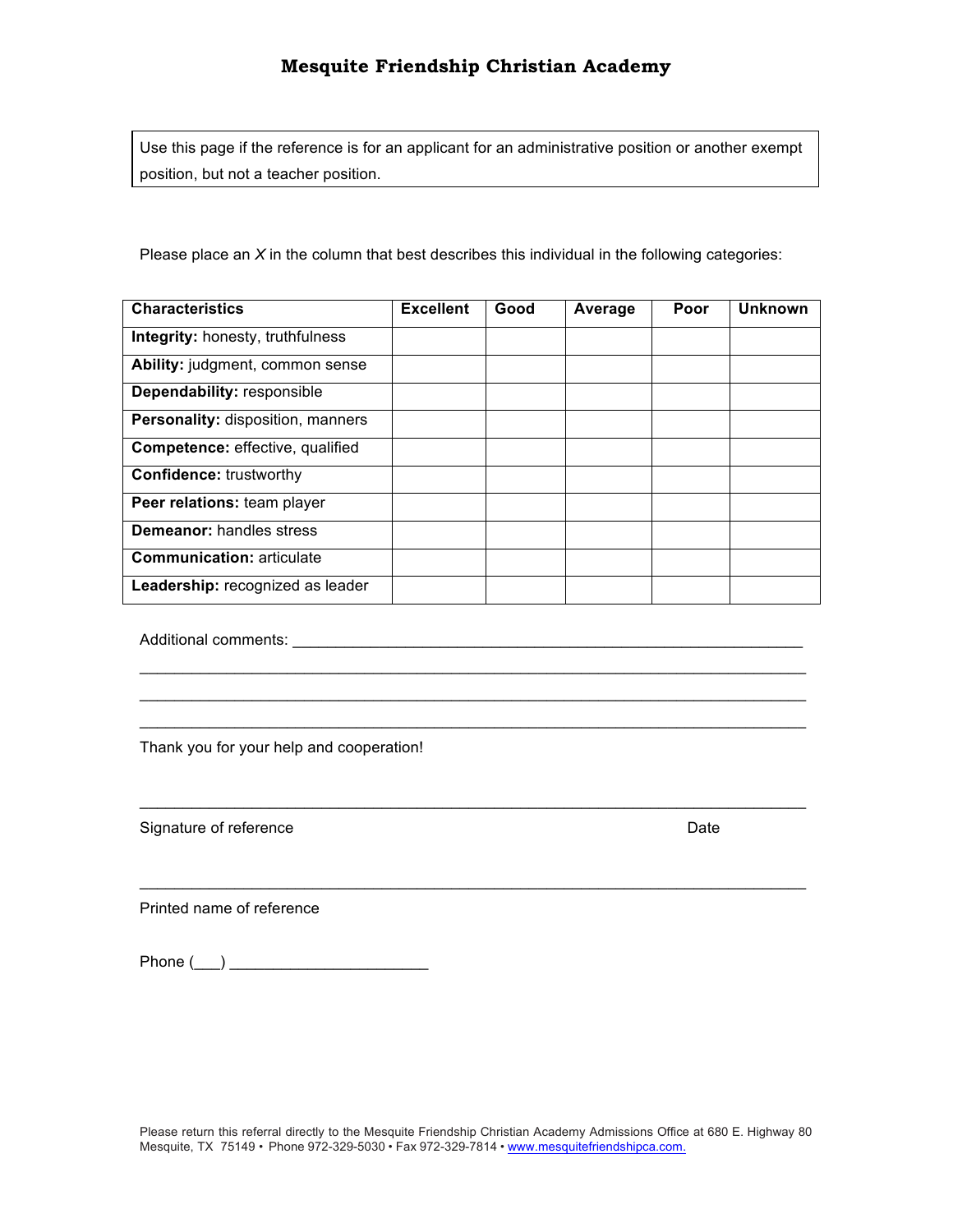# Mesquite Friendship Christian Academy

> Use this page if the reference is for an applicant for an administrative position or another exempt position, but not a teacher position.

Please place an *X* in the column that best describes this individual in the following categories:

| Characteristics | Excellent | Good | Average | Poor | Unknown |
|---|---|---|---|---|---|
| **Integrity:** honesty, truthfulness | | | | | |
| **Ability:** judgment, common sense | | | | | |
| **Dependability:** responsible | | | | | |
| **Personality:** disposition, manners | | | | | |
| **Competence:** effective, qualified | | | | | |
| **Confidence:** trustworthy | | | | | |
| **Peer relations:** team player | | | | | |
| **Demeanor:** handles stress | | | | | |
| **Communication:** articulate | | | | | |
| **Leadership:** recognized as leader | | | | | |

Additional comments: ____________________________________________________________
________________________________________________________________________________
________________________________________________________________________________
________________________________________________________________________________

Thank you for your help and cooperation!

________________________________________________________________________________

Signature of reference                                                                                      Date

________________________________________________________________________________

Printed name of reference

Phone (___) ______________________

Please return this referral directly to the Mesquite Friendship Christian Academy Admissions Office at 680 E. Highway 80 Mesquite, TX 75149 • Phone 972-329-5030 • Fax 972-329-7814 • www.mesquitefriendshipca.com.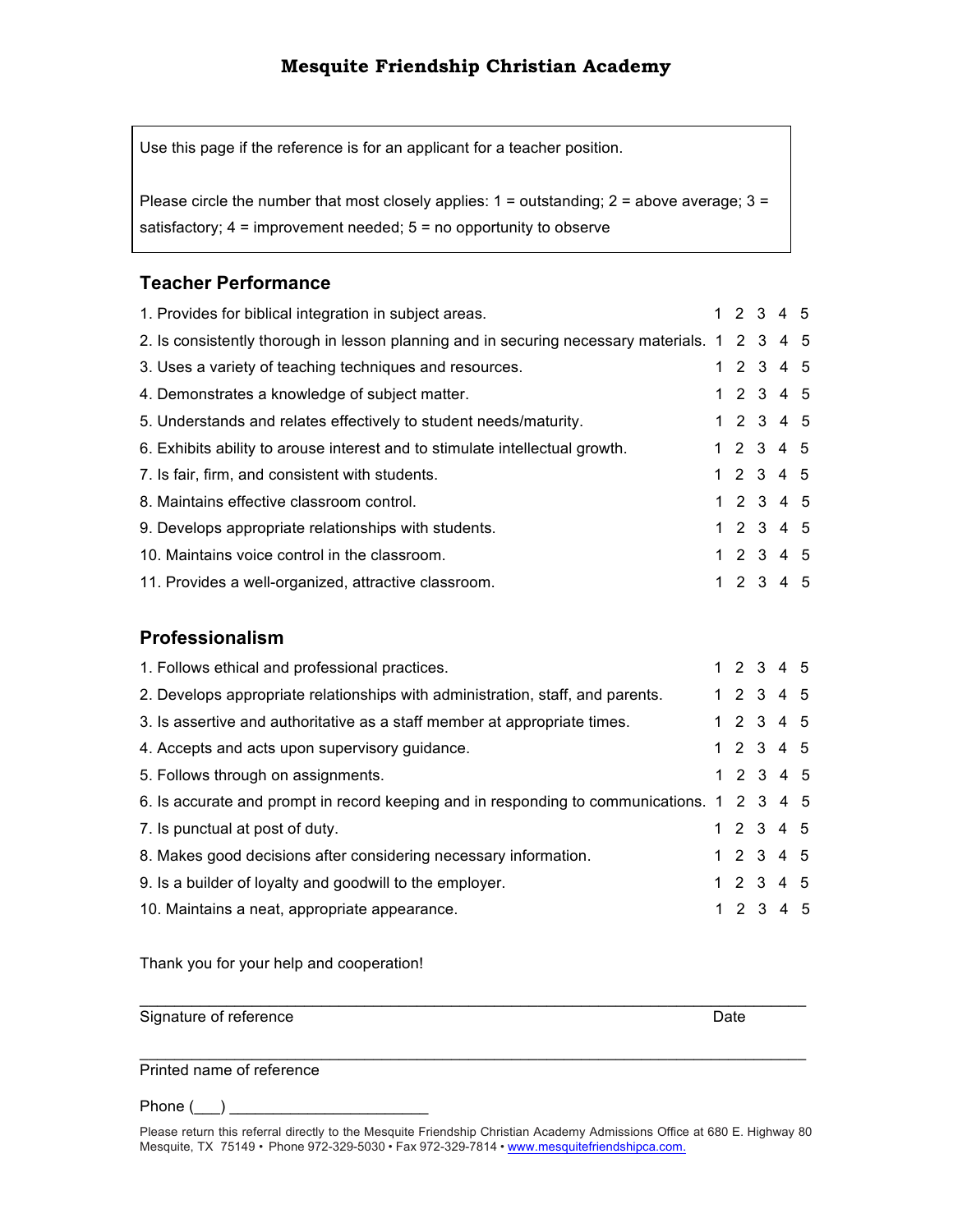# Mesquite Friendship Christian Academy

Use this page if the reference is for an applicant for a teacher position.

Please circle the number that most closely applies: 1 = outstanding; 2 = above average; 3 = satisfactory; 4 = improvement needed; 5 = no opportunity to observe

## Teacher Performance

| | |
|---|---|
| 1. Provides for biblical integration in subject areas. | 1 2 3 4 5 |
| 2. Is consistently thorough in lesson planning and in securing necessary materials. | 1 2 3 4 5 |
| 3. Uses a variety of teaching techniques and resources. | 1 2 3 4 5 |
| 4. Demonstrates a knowledge of subject matter. | 1 2 3 4 5 |
| 5. Understands and relates effectively to student needs/maturity. | 1 2 3 4 5 |
| 6. Exhibits ability to arouse interest and to stimulate intellectual growth. | 1 2 3 4 5 |
| 7. Is fair, firm, and consistent with students. | 1 2 3 4 5 |
| 8. Maintains effective classroom control. | 1 2 3 4 5 |
| 9. Develops appropriate relationships with students. | 1 2 3 4 5 |
| 10. Maintains voice control in the classroom. | 1 2 3 4 5 |
| 11. Provides a well-organized, attractive classroom. | 1 2 3 4 5 |

## Professionalism

| | |
|---|---|
| 1. Follows ethical and professional practices. | 1 2 3 4 5 |
| 2. Develops appropriate relationships with administration, staff, and parents. | 1 2 3 4 5 |
| 3. Is assertive and authoritative as a staff member at appropriate times. | 1 2 3 4 5 |
| 4. Accepts and acts upon supervisory guidance. | 1 2 3 4 5 |
| 5. Follows through on assignments. | 1 2 3 4 5 |
| 6. Is accurate and prompt in record keeping and in responding to communications. | 1 2 3 4 5 |
| 7. Is punctual at post of duty. | 1 2 3 4 5 |
| 8. Makes good decisions after considering necessary information. | 1 2 3 4 5 |
| 9. Is a builder of loyalty and goodwill to the employer. | 1 2 3 4 5 |
| 10. Maintains a neat, appropriate appearance. | 1 2 3 4 5 |

Thank you for your help and cooperation!

_______________________________________________________________________________

Signature of reference Date

_______________________________________________________________________________

Printed name of reference

Phone (___) ______________________

Please return this referral directly to the Mesquite Friendship Christian Academy Admissions Office at 680 E. Highway 80 Mesquite, TX 75149 • Phone 972-329-5030 • Fax 972-329-7814 • www.mesquitefriendshipca.com.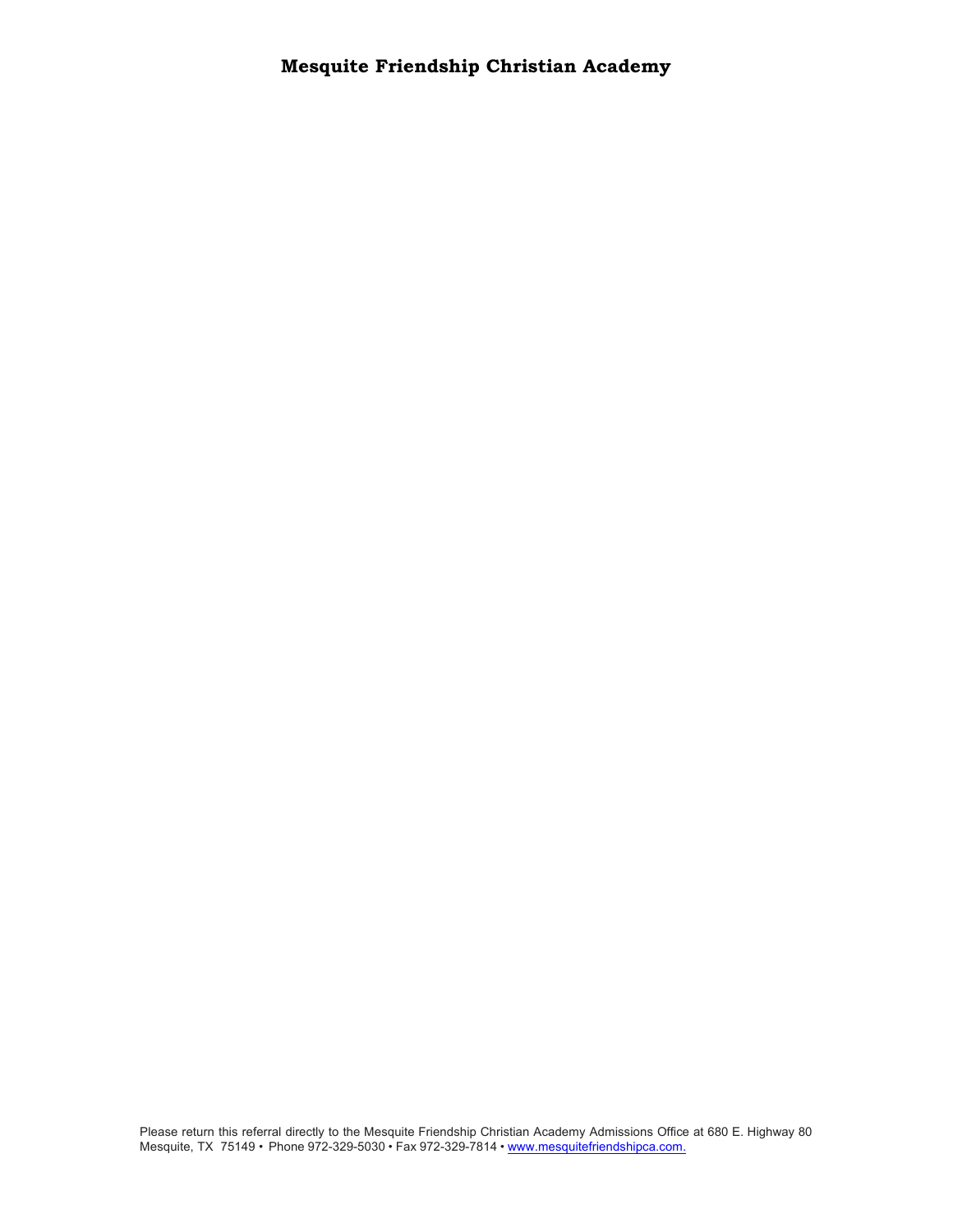**Mesquite Friendship Christian Academy**

Please return this referral directly to the Mesquite Friendship Christian Academy Admissions Office at 680 E. Highway 80 Mesquite, TX 75149 • Phone 972-329-5030 • Fax 972-329-7814 • www.mesquitefriendshipca.com.